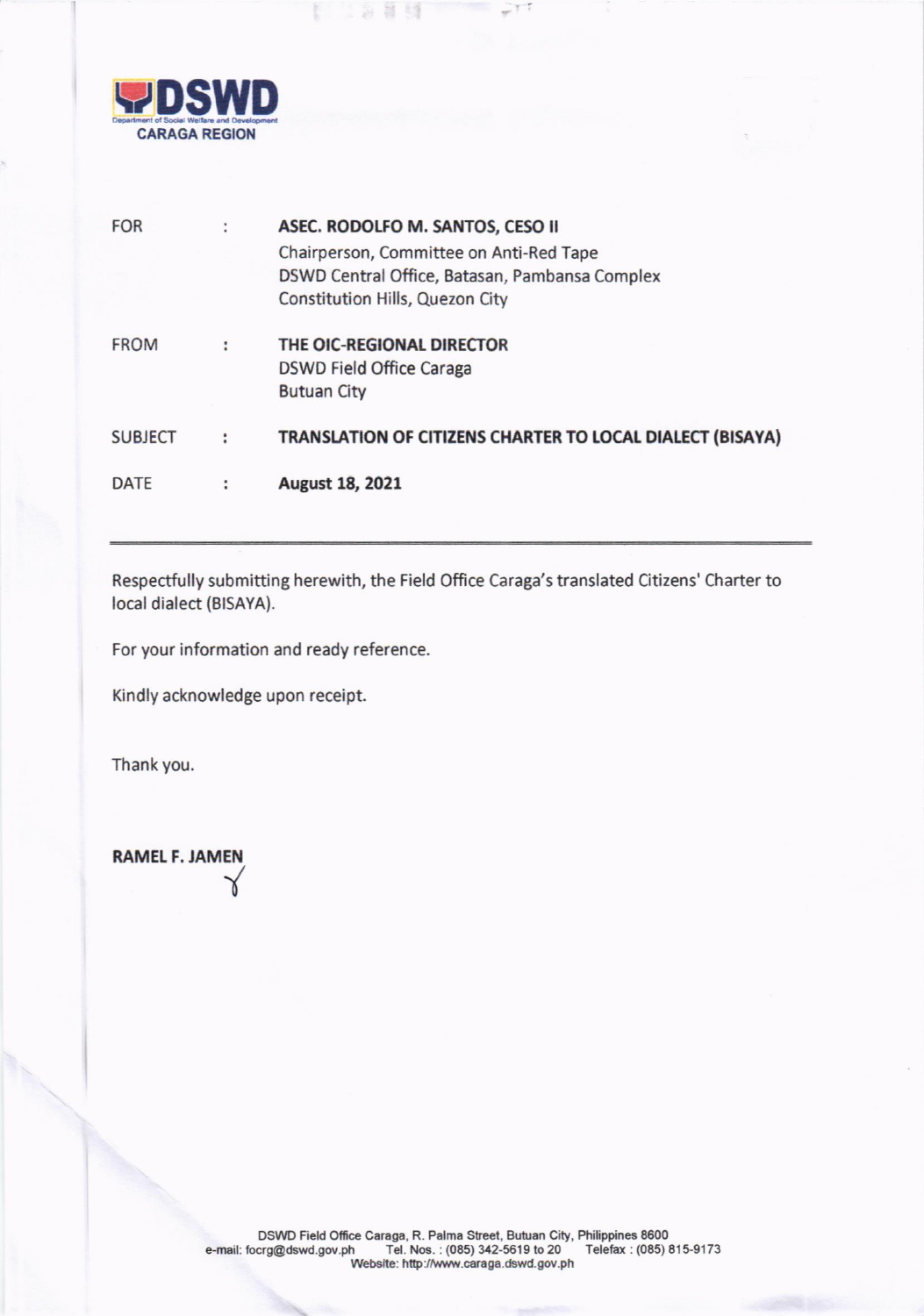**DSWD**
Department of Social Welfare and Development
**CARAGA REGION**

| | | |
|---|---|---|
| FOR | : | **ASEC. RODOLFO M. SANTOS, CESO II**<br>Chairperson, Committee on Anti-Red Tape<br>DSWD Central Office, Batasan, Pambansa Complex<br>Constitution Hills, Quezon City |
| FROM | : | **THE OIC-REGIONAL DIRECTOR**<br>DSWD Field Office Caraga<br>Butuan City |
| SUBJECT | : | **TRANSLATION OF CITIZENS CHARTER TO LOCAL DIALECT (BISAYA)** |
| DATE | : | **August 18, 2021** |

---

Respectfully submitting herewith, the Field Office Caraga's translated Citizens' Charter to local dialect (BISAYA).

For your information and ready reference.

Kindly acknowledge upon receipt.

Thank you.

**RAMEL F. JAMEN**

DSWD Field Office Caraga, R. Palma Street, Butuan City, Philippines 8600
e-mail: focrg@dswd.gov.ph Tel. Nos. : (085) 342-5619 to 20 Telefax : (085) 815-9173
Website: http://www.caraga.dswd.gov.ph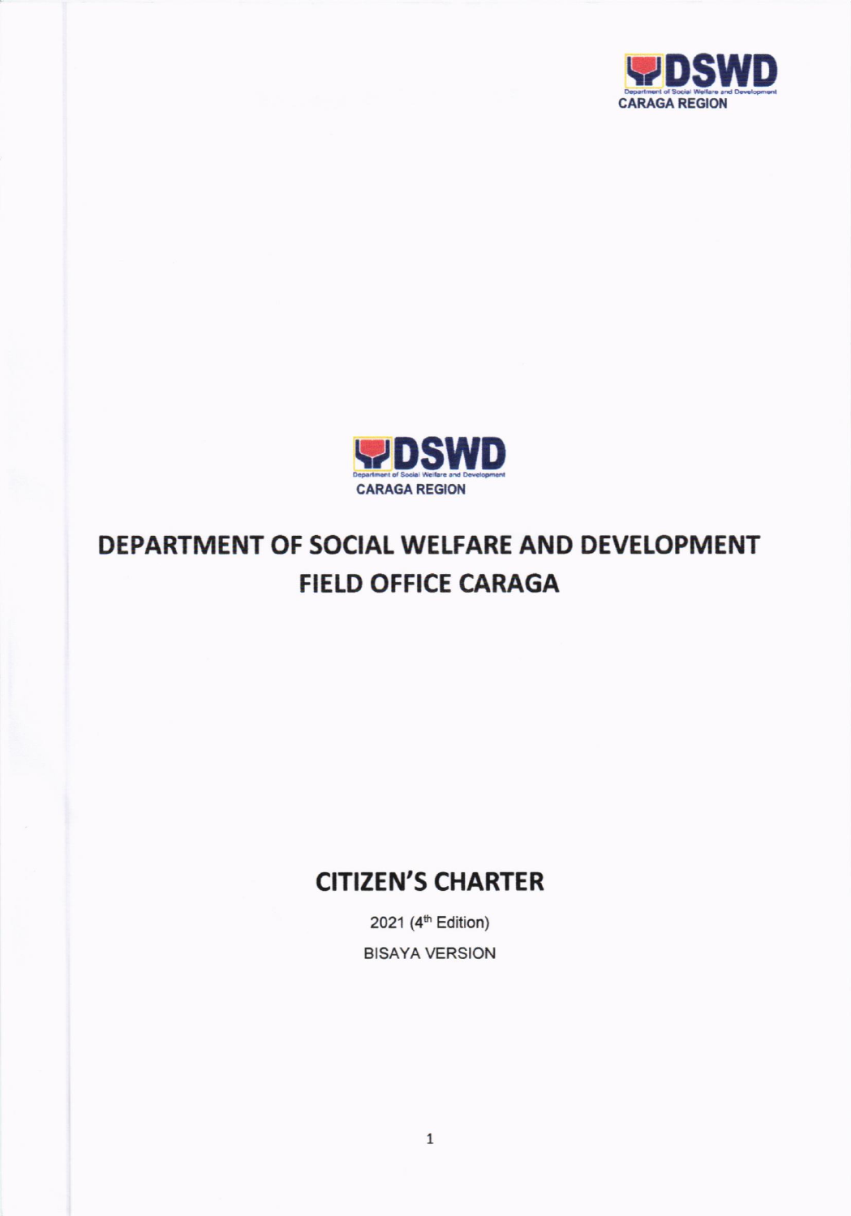# DEPARTMENT OF SOCIAL WELFARE AND DEVELOPMENT FIELD OFFICE CARAGA

## CITIZEN'S CHARTER

2021 (4th Edition)

BISAYA VERSION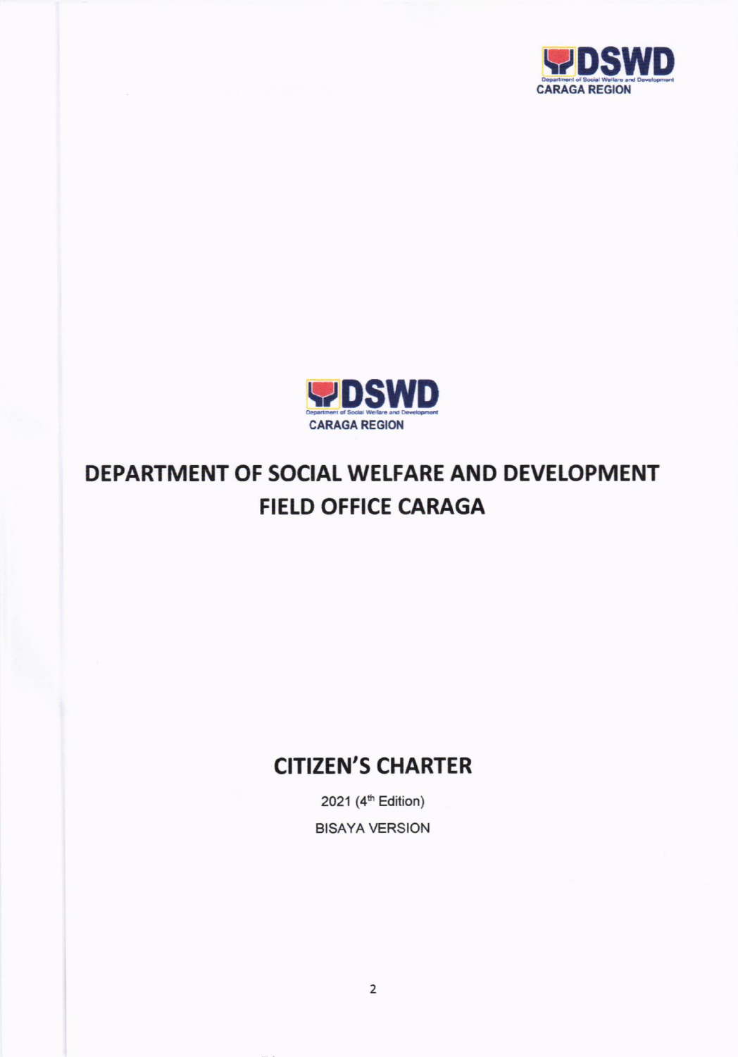DSWD
Department of Social Welfare and Development
CARAGA REGION

# DEPARTMENT OF SOCIAL WELFARE AND DEVELOPMENT FIELD OFFICE CARAGA

## CITIZEN'S CHARTER

2021 (4th Edition)

BISAYA VERSION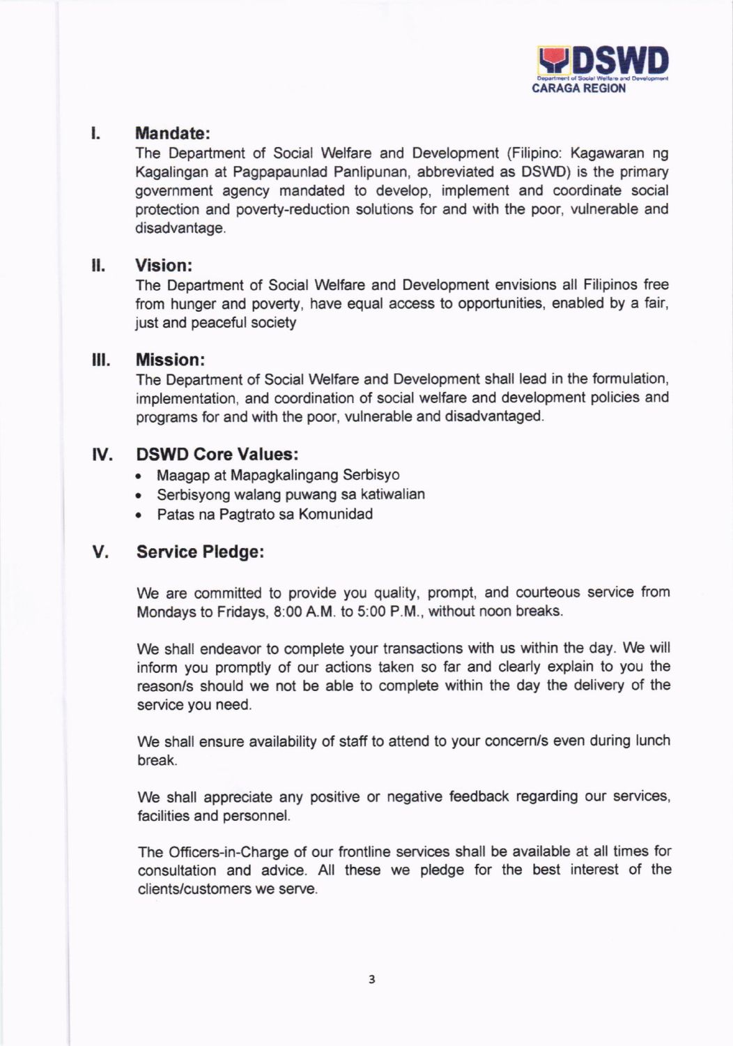## I. Mandate:

The Department of Social Welfare and Development (Filipino: Kagawaran ng Kagalingan at Pagpapaunlad Panlipunan, abbreviated as DSWD) is the primary government agency mandated to develop, implement and coordinate social protection and poverty-reduction solutions for and with the poor, vulnerable and disadvantage.

## II. Vision:

The Department of Social Welfare and Development envisions all Filipinos free from hunger and poverty, have equal access to opportunities, enabled by a fair, just and peaceful society

## III. Mission:

The Department of Social Welfare and Development shall lead in the formulation, implementation, and coordination of social welfare and development policies and programs for and with the poor, vulnerable and disadvantaged.

## IV. DSWD Core Values:

- Maagap at Mapagkalingang Serbisyo
- Serbisyong walang puwang sa katiwalian
- Patas na Pagtrato sa Komunidad

## V. Service Pledge:

We are committed to provide you quality, prompt, and courteous service from Mondays to Fridays, 8:00 A.M. to 5:00 P.M., without noon breaks.

We shall endeavor to complete your transactions with us within the day. We will inform you promptly of our actions taken so far and clearly explain to you the reason/s should we not be able to complete within the day the delivery of the service you need.

We shall ensure availability of staff to attend to your concern/s even during lunch break.

We shall appreciate any positive or negative feedback regarding our services, facilities and personnel.

The Officers-in-Charge of our frontline services shall be available at all times for consultation and advice. All these we pledge for the best interest of the clients/customers we serve.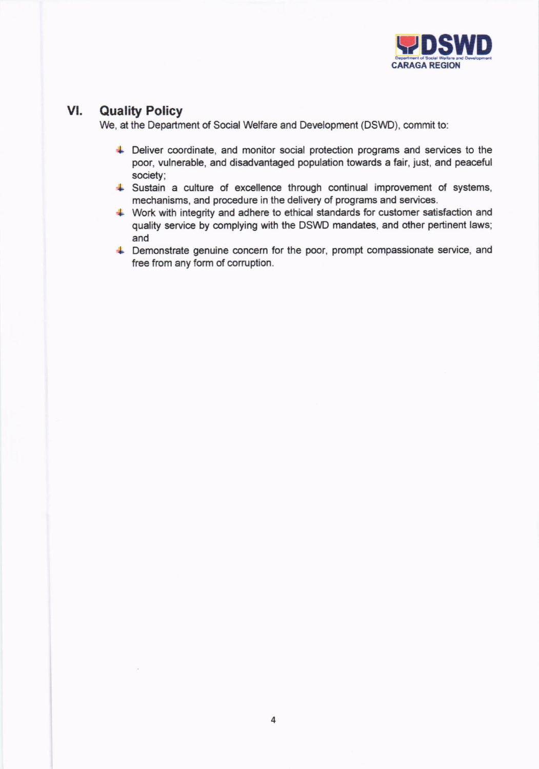## VI. Quality Policy

We, at the Department of Social Welfare and Development (DSWD), commit to:

- Deliver coordinate, and monitor social protection programs and services to the poor, vulnerable, and disadvantaged population towards a fair, just, and peaceful society;
- Sustain a culture of excellence through continual improvement of systems, mechanisms, and procedure in the delivery of programs and services.
- Work with integrity and adhere to ethical standards for customer satisfaction and quality service by complying with the DSWD mandates, and other pertinent laws; and
- Demonstrate genuine concern for the poor, prompt compassionate service, and free from any form of corruption.